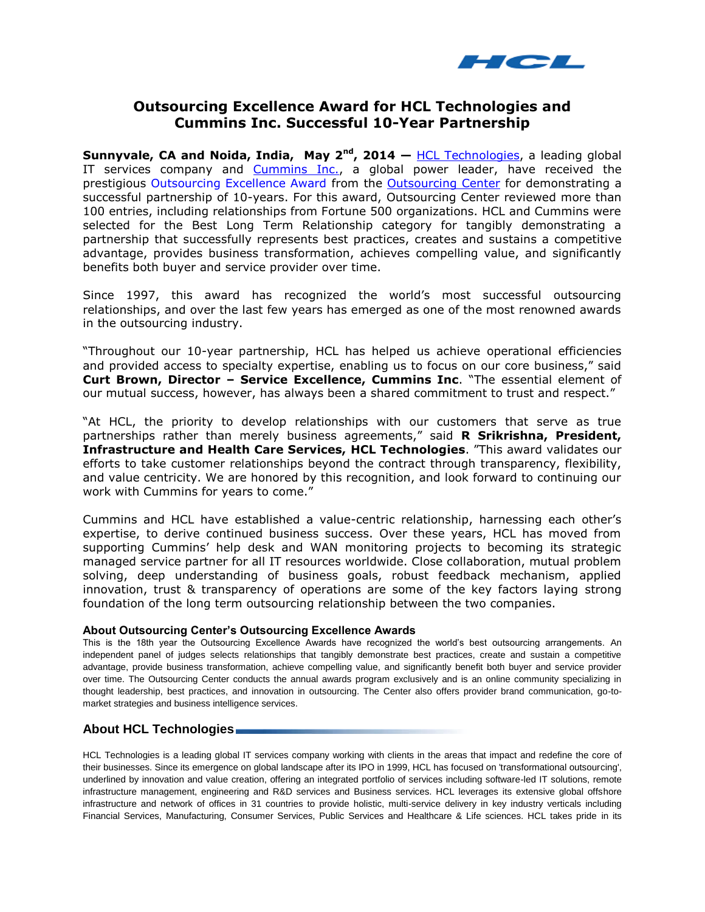# Outsourcing Excellence Award for HCL Technologies and Cummins Inc. Successful 10-Year Partnership

**Sunnyvale, CA and Noida, India, May 2nd, 2014 —** HCL Technologies, a leading global IT services company and Cummins Inc., a global power leader, have received the prestigious Outsourcing Excellence Award from the Outsourcing Center for demonstrating a successful partnership of 10-years. For this award, Outsourcing Center reviewed more than 100 entries, including relationships from Fortune 500 organizations. HCL and Cummins were selected for the Best Long Term Relationship category for tangibly demonstrating a partnership that successfully represents best practices, creates and sustains a competitive advantage, provides business transformation, achieves compelling value, and significantly benefits both buyer and service provider over time.

Since 1997, this award has recognized the world's most successful outsourcing relationships, and over the last few years has emerged as one of the most renowned awards in the outsourcing industry.

"Throughout our 10-year partnership, HCL has helped us achieve operational efficiencies and provided access to specialty expertise, enabling us to focus on our core business," said **Curt Brown, Director – Service Excellence, Cummins Inc**. "The essential element of our mutual success, however, has always been a shared commitment to trust and respect."

"At HCL, the priority to develop relationships with our customers that serve as true partnerships rather than merely business agreements," said **R Srikrishna, President, Infrastructure and Health Care Services, HCL Technologies**. "This award validates our efforts to take customer relationships beyond the contract through transparency, flexibility, and value centricity. We are honored by this recognition, and look forward to continuing our work with Cummins for years to come."

Cummins and HCL have established a value-centric relationship, harnessing each other's expertise, to derive continued business success. Over these years, HCL has moved from supporting Cummins' help desk and WAN monitoring projects to becoming its strategic managed service partner for all IT resources worldwide. Close collaboration, mutual problem solving, deep understanding of business goals, robust feedback mechanism, applied innovation, trust & transparency of operations are some of the key factors laying strong foundation of the long term outsourcing relationship between the two companies.

### About Outsourcing Center's Outsourcing Excellence Awards

This is the 18th year the Outsourcing Excellence Awards have recognized the world's best outsourcing arrangements. An independent panel of judges selects relationships that tangibly demonstrate best practices, create and sustain a competitive advantage, provide business transformation, achieve compelling value, and significantly benefit both buyer and service provider over time. The Outsourcing Center conducts the annual awards program exclusively and is an online community specializing in thought leadership, best practices, and innovation in outsourcing. The Center also offers provider brand communication, go-to-market strategies and business intelligence services.

## About HCL Technologies

HCL Technologies is a leading global IT services company working with clients in the areas that impact and redefine the core of their businesses. Since its emergence on global landscape after its IPO in 1999, HCL has focused on 'transformational outsourcing', underlined by innovation and value creation, offering an integrated portfolio of services including software-led IT solutions, remote infrastructure management, engineering and R&D services and Business services. HCL leverages its extensive global offshore infrastructure and network of offices in 31 countries to provide holistic, multi-service delivery in key industry verticals including Financial Services, Manufacturing, Consumer Services, Public Services and Healthcare & Life sciences. HCL takes pride in its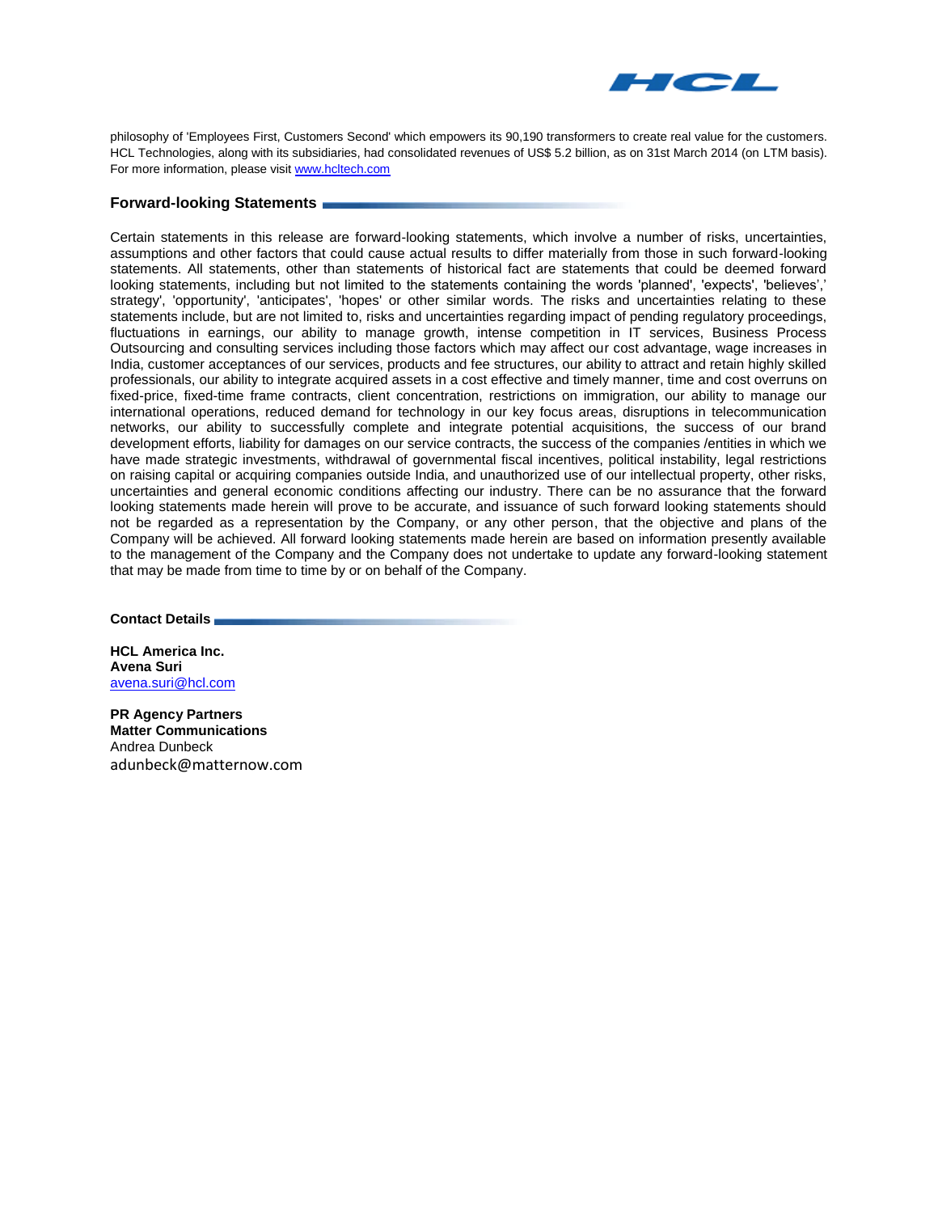philosophy of 'Employees First, Customers Second' which empowers its 90,190 transformers to create real value for the customers. HCL Technologies, along with its subsidiaries, had consolidated revenues of US$ 5.2 billion, as on 31st March 2014 (on LTM basis). For more information, please visit [www.hcltech.com](http://www.hcltech.com)

## Forward-looking Statements

Certain statements in this release are forward-looking statements, which involve a number of risks, uncertainties, assumptions and other factors that could cause actual results to differ materially from those in such forward-looking statements. All statements, other than statements of historical fact are statements that could be deemed forward looking statements, including but not limited to the statements containing the words 'planned', 'expects', 'believes',' strategy', 'opportunity', 'anticipates', 'hopes' or other similar words. The risks and uncertainties relating to these statements include, but are not limited to, risks and uncertainties regarding impact of pending regulatory proceedings, fluctuations in earnings, our ability to manage growth, intense competition in IT services, Business Process Outsourcing and consulting services including those factors which may affect our cost advantage, wage increases in India, customer acceptances of our services, products and fee structures, our ability to attract and retain highly skilled professionals, our ability to integrate acquired assets in a cost effective and timely manner, time and cost overruns on fixed-price, fixed-time frame contracts, client concentration, restrictions on immigration, our ability to manage our international operations, reduced demand for technology in our key focus areas, disruptions in telecommunication networks, our ability to successfully complete and integrate potential acquisitions, the success of our brand development efforts, liability for damages on our service contracts, the success of the companies /entities in which we have made strategic investments, withdrawal of governmental fiscal incentives, political instability, legal restrictions on raising capital or acquiring companies outside India, and unauthorized use of our intellectual property, other risks, uncertainties and general economic conditions affecting our industry. There can be no assurance that the forward looking statements made herein will prove to be accurate, and issuance of such forward looking statements should not be regarded as a representation by the Company, or any other person, that the objective and plans of the Company will be achieved. All forward looking statements made herein are based on information presently available to the management of the Company and the Company does not undertake to update any forward-looking statement that may be made from time to time by or on behalf of the Company.

## Contact Details

**HCL America Inc.**
**Avena Suri**
[avena.suri@hcl.com](mailto:avena.suri@hcl.com)

**PR Agency Partners**
**Matter Communications**
Andrea Dunbeck
adunbeck@matternow.com